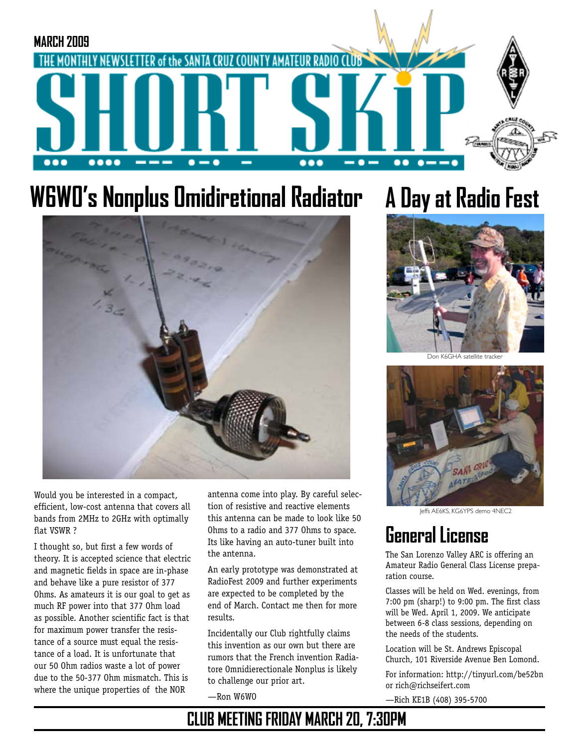MARCH 2009

THE MONTHLY NEWSLETTER of the SANTA CRUZ COUNTY AMATEUR RADIO CLUB

# SHORT SKiP

## W6WO's Nonplus Omidiretional Radiator

Would you be interested in a compact, efficient, low-cost antenna that covers all bands from 2MHz to 2GHz with optimally flat VSWR ?

I thought so, but first a few words of theory. It is accepted science that electric and magnetic fields in space are in-phase and behave like a pure resistor of 377 Ohms. As amateurs it is our goal to get as much RF power into that 377 Ohm load as possible. Another scientific fact is that for maximum power transfer the resistance of a source must equal the resistance of a load. It is unfortunate that our 50 Ohm radios waste a lot of power due to the 50-377 Ohm mismatch. This is where the unique properties of the NOR antenna come into play. By careful selection of resistive and reactive elements this antenna can be made to look like 50 Ohms to a radio and 377 Ohms to space. Its like having an auto-tuner built into the antenna.

An early prototype was demonstrated at RadioFest 2009 and further experiments are expected to be completed by the end of March. Contact me then for more results.

Incidentally our Club rightfully claims this invention as our own but there are rumors that the French invention Radiatore Omnidierectionale Nonplus is likely to challenge our prior art.

—Ron W6WO

## A Day at Radio Fest

Don K6GHA satellite tracker

Jeffs AE6KS, KG6YPS demo 4NEC2

## General License

The San Lorenzo Valley ARC is offering an Amateur Radio General Class License preparation course.

Classes will be held on Wed. evenings, from 7:00 pm (sharp!) to 9:00 pm. The first class will be Wed. April 1, 2009. We anticipate between 6-8 class sessions, depending on the needs of the students.

Location will be St. Andrews Episcopal Church, 101 Riverside Avenue Ben Lomond.

For information: http://tinyurl.com/be52bn or rich@richseifert.com

—Rich KE1B (408) 395-5700

**CLUB MEETING FRIDAY MARCH 20, 7:30PM**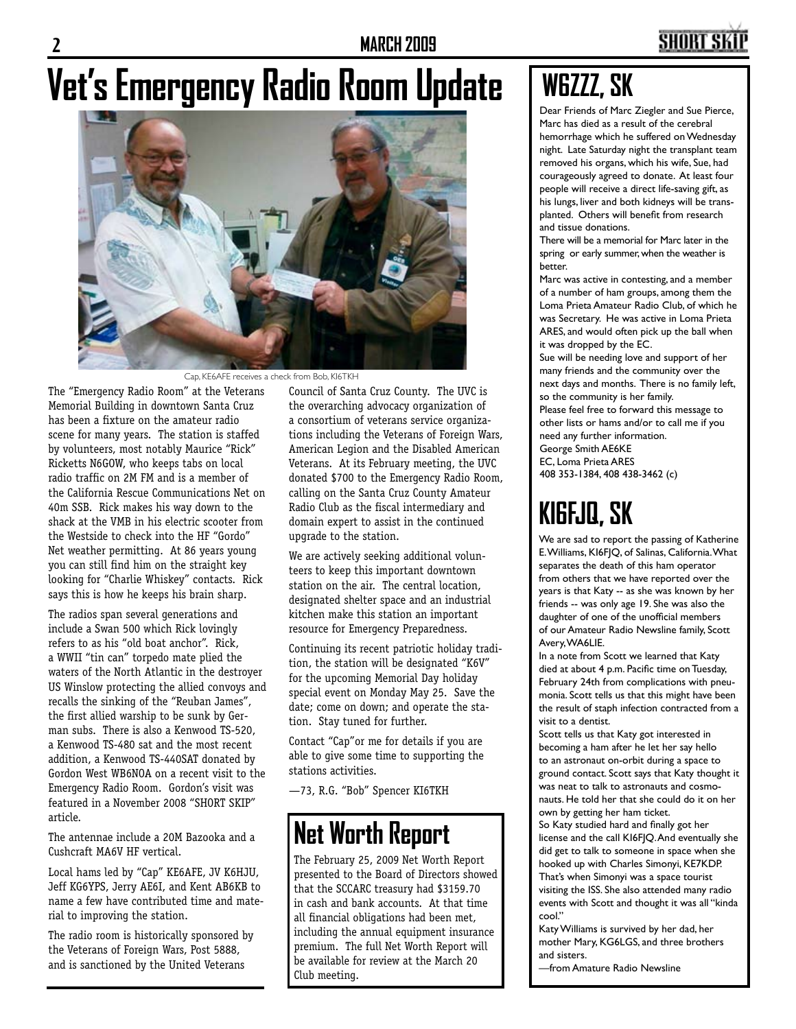# Vet's Emergency Radio Room Update

Cap, KE6AFE receives a check from Bob, KI6TKH

The "Emergency Radio Room" at the Veterans Memorial Building in downtown Santa Cruz has been a fixture on the amateur radio scene for many years. The station is staffed by volunteers, most notably Maurice "Rick" Ricketts N6GOW, who keeps tabs on local radio traffic on 2M FM and is a member of the California Rescue Communications Net on 40m SSB. Rick makes his way down to the shack at the VMB in his electric scooter from the Westside to check into the HF "Gordo" Net weather permitting. At 86 years young you can still find him on the straight key looking for "Charlie Whiskey" contacts. Rick says this is how he keeps his brain sharp.

The radios span several generations and include a Swan 500 which Rick lovingly refers to as his "old boat anchor". Rick, a WWII "tin can" torpedo mate plied the waters of the North Atlantic in the destroyer US Winslow protecting the allied convoys and recalls the sinking of the "Reuban James", the first allied warship to be sunk by German subs. There is also a Kenwood TS-520, a Kenwood TS-480 sat and the most recent addition, a Kenwood TS-440SAT donated by Gordon West WB6NOA on a recent visit to the Emergency Radio Room. Gordon's visit was featured in a November 2008 "SHORT SKIP" article.

The antennae include a 20M Bazooka and a Cushcraft MA6V HF vertical.

Local hams led by "Cap" KE6AFE, JV K6HJU, Jeff KG6YPS, Jerry AE6I, and Kent AB6KB to name a few have contributed time and material to improving the station.

The radio room is historically sponsored by the Veterans of Foreign Wars, Post 5888, and is sanctioned by the United Veterans Council of Santa Cruz County. The UVC is the overarching advocacy organization of a consortium of veterans service organizations including the Veterans of Foreign Wars, American Legion and the Disabled American Veterans. At its February meeting, the UVC donated $700 to the Emergency Radio Room, calling on the Santa Cruz County Amateur Radio Club as the fiscal intermediary and domain expert to assist in the continued upgrade to the station.

We are actively seeking additional volunteers to keep this important downtown station on the air. The central location, designated shelter space and an industrial kitchen make this station an important resource for Emergency Preparedness.

Continuing its recent patriotic holiday tradition, the station will be designated "K6V" for the upcoming Memorial Day holiday special event on Monday May 25. Save the date; come on down; and operate the station. Stay tuned for further.

Contact "Cap"or me for details if you are able to give some time to supporting the stations activities.

—73, R.G. "Bob" Spencer KI6TKH

## Net Worth Report

The February 25, 2009 Net Worth Report presented to the Board of Directors showed that the SCCARC treasury had $3159.70 in cash and bank accounts. At that time all financial obligations had been met, including the annual equipment insurance premium. The full Net Worth Report will be available for review at the March 20 Club meeting.

## W6ZZZ, SK

Dear Friends of Marc Ziegler and Sue Pierce, Marc has died as a result of the cerebral hemorrhage which he suffered on Wednesday night. Late Saturday night the transplant team removed his organs, which his wife, Sue, had courageously agreed to donate. At least four people will receive a direct life-saving gift, as his lungs, liver and both kidneys will be transplanted. Others will benefit from research and tissue donations.

There will be a memorial for Marc later in the spring or early summer, when the weather is better.

Marc was active in contesting, and a member of a number of ham groups, among them the Loma Prieta Amateur Radio Club, of which he was Secretary. He was active in Loma Prieta ARES, and would often pick up the ball when it was dropped by the EC.

Sue will be needing love and support of her many friends and the community over the next days and months. There is no family left, so the community is her family.

Please feel free to forward this message to other lists or hams and/or to call me if you need any further information.

George Smith AE6KE
EC, Loma Prieta ARES
408 353-1384, 408 438-3462 (c)

## KI6FJQ, SK

We are sad to report the passing of Katherine E. Williams, KI6FJQ, of Salinas, California. What separates the death of this ham operator from others that we have reported over the years is that Katy -- as she was known by her friends -- was only age 19. She was also the daughter of one of the unofficial members of our Amateur Radio Newsline family, Scott Avery, WA6LIE.

In a note from Scott we learned that Katy died at about 4 p.m. Pacific time on Tuesday, February 24th from complications with pneumonia. Scott tells us that this might have been the result of staph infection contracted from a visit to a dentist.

Scott tells us that Katy got interested in becoming a ham after he let her say hello to an astronaut on-orbit during a space to ground contact. Scott says that Katy thought it was neat to talk to astronauts and cosmonauts. He told her that she could do it on her own by getting her ham ticket.

So Katy studied hard and finally got her license and the call KI6FJQ. And eventually she did get to talk to someone in space when she hooked up with Charles Simonyi, KE7KDP. That's when Simonyi was a space tourist visiting the ISS. She also attended many radio events with Scott and thought it was all "kinda cool."

Katy Williams is survived by her dad, her mother Mary, KG6LGS, and three brothers and sisters.

—from Amature Radio Newsline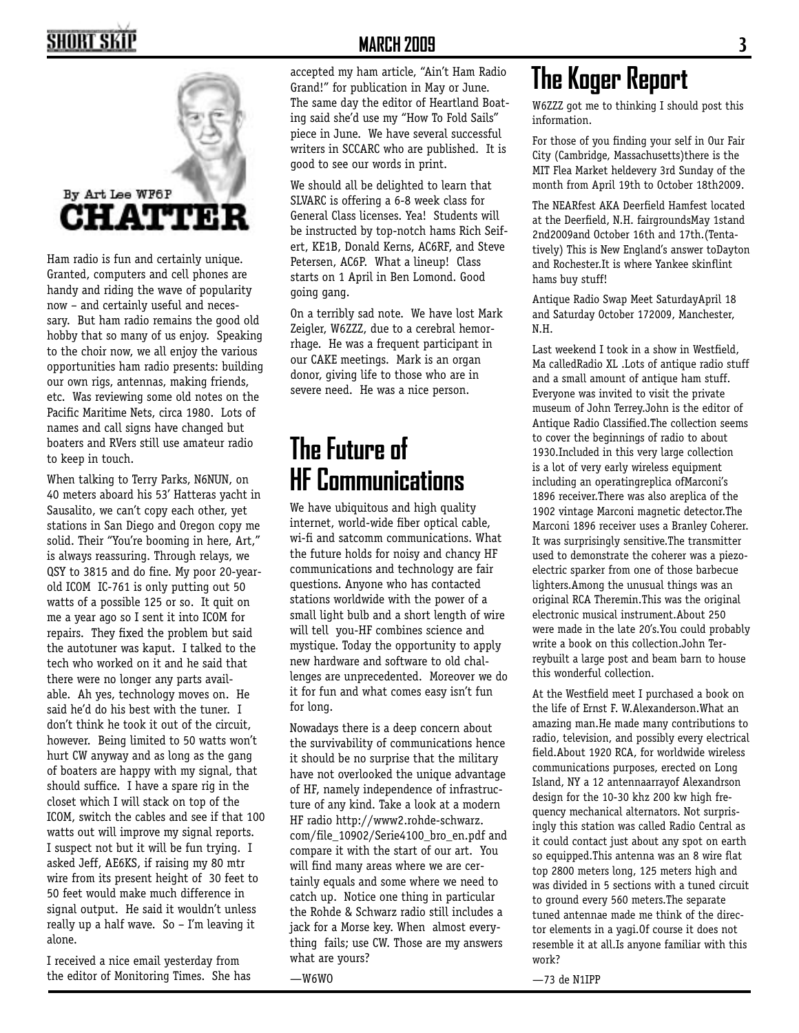By Art Lee WF6P

# CHATTER

Ham radio is fun and certainly unique. Granted, computers and cell phones are handy and riding the wave of popularity now – and certainly useful and necessary. But ham radio remains the good old hobby that so many of us enjoy. Speaking to the choir now, we all enjoy the various opportunities ham radio presents: building our own rigs, antennas, making friends, etc. Was reviewing some old notes on the Pacific Maritime Nets, circa 1980. Lots of names and call signs have changed but boaters and RVers still use amateur radio to keep in touch.

When talking to Terry Parks, N6NUN, on 40 meters aboard his 53' Hatteras yacht in Sausalito, we can't copy each other, yet stations in San Diego and Oregon copy me solid. Their "You're booming in here, Art," is always reassuring. Through relays, we QSY to 3815 and do fine. My poor 20-year-old ICOM IC-761 is only putting out 50 watts of a possible 125 or so. It quit on me a year ago so I sent it into ICOM for repairs. They fixed the problem but said the autotuner was kaput. I talked to the tech who worked on it and he said that there were no longer any parts available. Ah yes, technology moves on. He said he'd do his best with the tuner. I don't think he took it out of the circuit, however. Being limited to 50 watts won't hurt CW anyway and as long as the gang of boaters are happy with my signal, that should suffice. I have a spare rig in the closet which I will stack on top of the ICOM, switch the cables and see if that 100 watts out will improve my signal reports. I suspect not but it will be fun trying. I asked Jeff, AE6KS, if raising my 80 mtr wire from its present height of 30 feet to 50 feet would make much difference in signal output. He said it wouldn't unless really up a half wave. So – I'm leaving it alone.

I received a nice email yesterday from the editor of Monitoring Times. She has accepted my ham article, "Ain't Ham Radio Grand!" for publication in May or June. The same day the editor of Heartland Boating said she'd use my "How To Fold Sails" piece in June. We have several successful writers in SCCARC who are published. It is good to see our words in print.

We should all be delighted to learn that SLVARC is offering a 6-8 week class for General Class licenses. Yea! Students will be instructed by top-notch hams Rich Seifert, KE1B, Donald Kerns, AC6RF, and Steve Petersen, AC6P. What a lineup! Class starts on 1 April in Ben Lomond. Good going gang.

On a terribly sad note. We have lost Mark Zeigler, W6ZZZ, due to a cerebral hemorrhage. He was a frequent participant in our CAKE meetings. Mark is an organ donor, giving life to those who are in severe need. He was a nice person.

# The Future of HF Communications

We have ubiquitous and high quality internet, world-wide fiber optical cable, wi-fi and satcomm communications. What the future holds for noisy and chancy HF communications and technology are fair questions. Anyone who has contacted stations worldwide with the power of a small light bulb and a short length of wire will tell you-HF combines science and mystique. Today the opportunity to apply new hardware and software to old challenges are unprecedented. Moreover we do it for fun and what comes easy isn't fun for long.

Nowadays there is a deep concern about the survivability of communications hence it should be no surprise that the military have not overlooked the unique advantage of HF, namely independence of infrastructure of any kind. Take a look at a modern HF radio http://www2.rohde-schwarz.com/file_10902/Serie4100_bro_en.pdf and compare it with the start of our art. You will find many areas where we are certainly equals and some where we need to catch up. Notice one thing in particular the Rohde & Schwarz radio still includes a jack for a Morse key. When almost everything fails; use CW. Those are my answers what are yours?

—W6WO

# The Koger Report

W6ZZZ got me to thinking I should post this information.

For those of you finding your self in Our Fair City (Cambridge, Massachusetts)there is the MIT Flea Market heldevery 3rd Sunday of the month from April 19th to October 18th2009.

The NEARfest AKA Deerfield Hamfest located at the Deerfield, N.H. fairgroundsMay 1stand 2nd2009and October 16th and 17th.(Tentatively) This is New England's answer toDayton and Rochester.It is where Yankee skinflint hams buy stuff!

Antique Radio Swap Meet SaturdayApril 18 and Saturday October 172009, Manchester, N.H.

Last weekend I took in a show in Westfield, Ma calledRadio XL .Lots of antique radio stuff and a small amount of antique ham stuff. Everyone was invited to visit the private museum of John Terrey.John is the editor of Antique Radio Classified.The collection seems to cover the beginnings of radio to about 1930.Included in this very large collection is a lot of very early wireless equipment including an operatingreplica ofMarconi's 1896 receiver.There was also areplica of the 1902 vintage Marconi magnetic detector.The Marconi 1896 receiver uses a Branley Coherer. It was surprisingly sensitive.The transmitter used to demonstrate the coherer was a piezo-electric sparker from one of those barbecue lighters.Among the unusual things was an original RCA Theremin.This was the original electronic musical instrument.About 250 were made in the late 20's.You could probably write a book on this collection.John Terreybuilt a large post and beam barn to house this wonderful collection.

At the Westfield meet I purchased a book on the life of Ernst F. W.Alexanderson.What an amazing man.He made many contributions to radio, television, and possibly every electrical field.About 1920 RCA, for worldwide wireless communications purposes, erected on Long Island, NY a 12 antennaarrayof Alexandrson design for the 10-30 khz 200 kw high frequency mechanical alternators. Not surprisingly this station was called Radio Central as it could contact just about any spot on earth so equipped.This antenna was an 8 wire flat top 2800 meters long, 125 meters high and was divided in 5 sections with a tuned circuit to ground every 560 meters.The separate tuned antennae made me think of the director elements in a yagi.Of course it does not resemble it at all.Is anyone familiar with this work?

—73 de N1IPP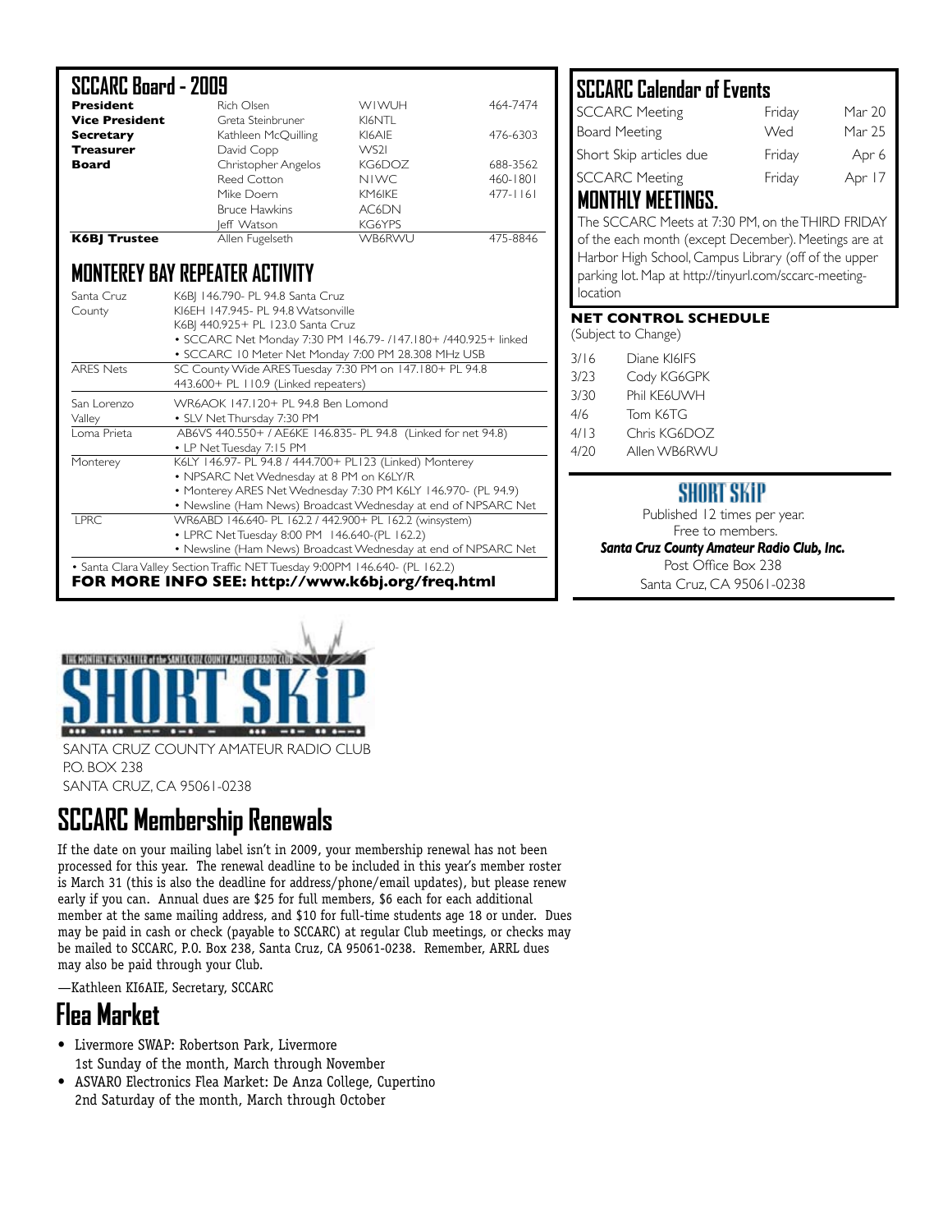## SCCARC Board - 2009

| | | | |
|---|---|---|---|
| **President** | Rich Olsen | W1WUH | 464-7474 |
| **Vice President** | Greta Steinbruner | KI6NTL | |
| **Secretary** | Kathleen McQuilling | KI6AIE | 476-6303 |
| **Treasurer** | David Copp | WS2I | |
| **Board** | Christopher Angelos | KG6DOZ | 688-3562 |
| | Reed Cotton | N1WC | 460-1801 |
| | Mike Doern | KM6IKE | 477-1161 |
| | Bruce Hawkins | AC6DN | |
| | Jeff Watson | KG6YPS | |
| **K6BJ Trustee** | Allen Fugelseth | WB6RWU | 475-8846 |

## MONTEREY BAY REPEATER ACTIVITY

| | |
|---|---|
| Santa Cruz County | K6BJ 146.790- PL 94.8 Santa Cruz<br>KI6EH 147.945- PL 94.8 Watsonville<br>K6BJ 440.925+ PL 123.0 Santa Cruz<br>• SCCARC Net Monday 7:30 PM 146.79- /147.180+ /440.925+ linked<br>• SCCARC 10 Meter Net Monday 7:00 PM 28.308 MHz USB |
| ARES Nets | SC County Wide ARES Tuesday 7:30 PM on 147.180+ PL 94.8<br>443.600+ PL 110.9 (Linked repeaters) |
| San Lorenzo Valley | WR6AOK 147.120+ PL 94.8 Ben Lomond<br>• SLV Net Thursday 7:30 PM |
| Loma Prieta | AB6VS 440.550+ / AE6KE 146.835- PL 94.8 (Linked for net 94.8)<br>• LP Net Tuesday 7:15 PM |
| Monterey | K6LY 146.97- PL 94.8 / 444.700+ PL123 (Linked) Monterey<br>• NPSARC Net Wednesday at 8 PM on K6LY/R<br>• Monterey ARES Net Wednesday 7:30 PM K6LY 146.970- (PL 94.9)<br>• Newsline (Ham News) Broadcast Wednesday at end of NPSARC Net |
| LPRC | WR6ABD 146.640- PL 162.2 / 442.900+ PL 162.2 (winsystem)<br>• LPRC Net Tuesday 8:00 PM 146.640-(PL 162.2)<br>• Newsline (Ham News) Broadcast Wednesday at end of NPSARC Net |

• Santa Clara Valley Section Traffic NET Tuesday 9:00PM 146.640- (PL 162.2)

**FOR MORE INFO SEE: http://www.k6bj.org/freq.html**

## SCCARC Calendar of Events

| | | |
|---|---|---|
| SCCARC Meeting | Friday | Mar 20 |
| Board Meeting | Wed | Mar 25 |
| Short Skip articles due | Friday | Apr 6 |
| SCCARC Meeting | Friday | Apr 17 |

## MONTHLY MEETINGS.

The SCCARC Meets at 7:30 PM, on the THIRD FRIDAY of the each month (except December). Meetings are at Harbor High School, Campus Library (off of the upper parking lot. Map at http://tinyurl.com/sccarc-meeting-location

### NET CONTROL SCHEDULE

(Subject to Change)

| | |
|---|---|
| 3/16 | Diane KI6IFS |
| 3/23 | Cody KG6GPK |
| 3/30 | Phil KE6UWH |
| 4/6 | Tom K6TG |
| 4/13 | Chris KG6DOZ |
| 4/20 | Allen WB6RWU |

### SHORT SKIP

Published 12 times per year.
Free to members.
***Santa Cruz County Amateur Radio Club, Inc.***
Post Office Box 238
Santa Cruz, CA 95061-0238

THE MONTHLY NEWSLETTER of the SANTA CRUZ COUNTY AMATEUR RADIO CLUB

SHORT SKIP

SANTA CRUZ COUNTY AMATEUR RADIO CLUB
P.O. BOX 238
SANTA CRUZ, CA 95061-0238

## SCCARC Membership Renewals

If the date on your mailing label isn't in 2009, your membership renewal has not been processed for this year. The renewal deadline to be included in this year's member roster is March 31 (this is also the deadline for address/phone/email updates), but please renew early if you can. Annual dues are $25 for full members, $6 each for each additional member at the same mailing address, and $10 for full-time students age 18 or under. Dues may be paid in cash or check (payable to SCCARC) at regular Club meetings, or checks may be mailed to SCCARC, P.O. Box 238, Santa Cruz, CA 95061-0238. Remember, ARRL dues may also be paid through your Club.

—Kathleen KI6AIE, Secretary, SCCARC

## Flea Market

- Livermore SWAP: Robertson Park, Livermore
  1st Sunday of the month, March through November
- ASVARO Electronics Flea Market: De Anza College, Cupertino
  2nd Saturday of the month, March through October